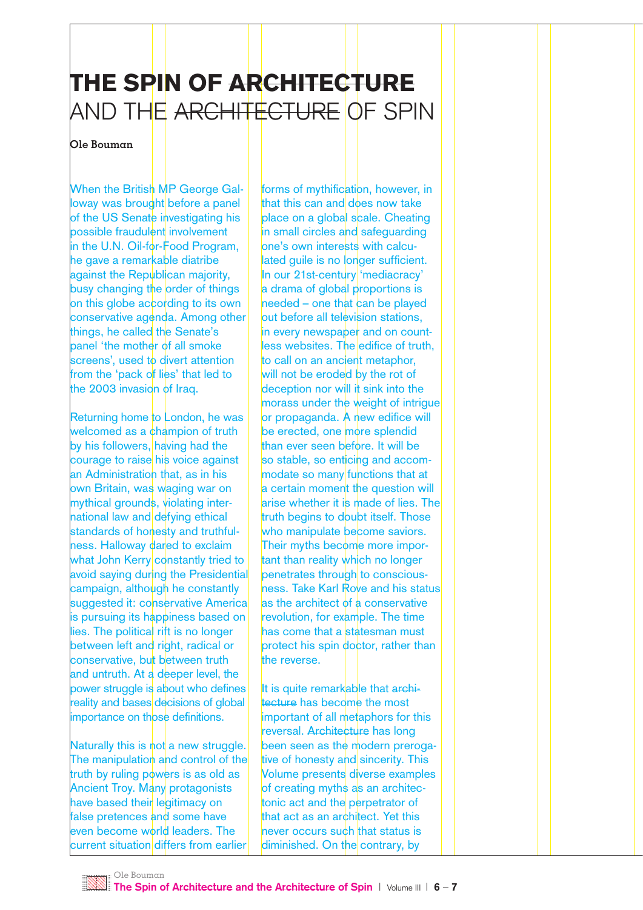# THE SPIN OF ~~ARCHITECTURE~~ AND THE ~~ARCHITECTURE~~ OF SPIN

**Ole Bouman**

When the British MP George Galloway was brought before a panel of the US Senate investigating his possible fraudulent involvement in the U.N. Oil-for-Food Program, he gave a remarkable diatribe against the Republican majority, busy changing the order of things on this globe according to its own conservative agenda. Among other things, he called the Senate's panel 'the mother of all smoke screens', used to divert attention from the 'pack of lies' that led to the 2003 invasion of Iraq.

Returning home to London, he was welcomed as a champion of truth by his followers, having had the courage to raise his voice against an Administration that, as in his own Britain, was waging war on mythical grounds, violating international law and defying ethical standards of honesty and truthfulness. Halloway dared to exclaim what John Kerry constantly tried to avoid saying during the Presidential campaign, although he constantly suggested it: conservative America is pursuing its happiness based on lies. The political rift is no longer between left and right, radical or conservative, but between truth and untruth. At a deeper level, the power struggle is about who defines reality and bases decisions of global importance on those definitions.

Naturally this is not a new struggle. The manipulation and control of the truth by ruling powers is as old as Ancient Troy. Many protagonists have based their legitimacy on false pretences and some have even become world leaders. The current situation differs from earlier forms of mythification, however, in that this can and does now take place on a global scale. Cheating in small circles and safeguarding one's own interests with calculated guile is no longer sufficient. In our 21st-century 'mediacracy' a drama of global proportions is needed – one that can be played out before all television stations, in every newspaper and on countless websites. The edifice of truth, to call on an ancient metaphor, will not be eroded by the rot of deception nor will it sink into the morass under the weight of intrigue or propaganda. A new edifice will be erected, one more splendid than ever seen before. It will be so stable, so enticing and accommodate so many functions that at a certain moment the question will arise whether it is made of lies. The truth begins to doubt itself. Those who manipulate become saviors. Their myths become more important than reality which no longer penetrates through to consciousness. Take Karl Rove and his status as the architect of a conservative revolution, for example. The time has come that a statesman must protect his spin doctor, rather than the reverse.

It is quite remarkable that ~~architecture~~ has become the most important of all metaphors for this reversal. ~~Architecture~~ has long been seen as the modern prerogative of honesty and sincerity. This Volume presents diverse examples of creating myths as an architectonic act and the perpetrator of that act as an architect. Yet this never occurs such that status is diminished. On the contrary, by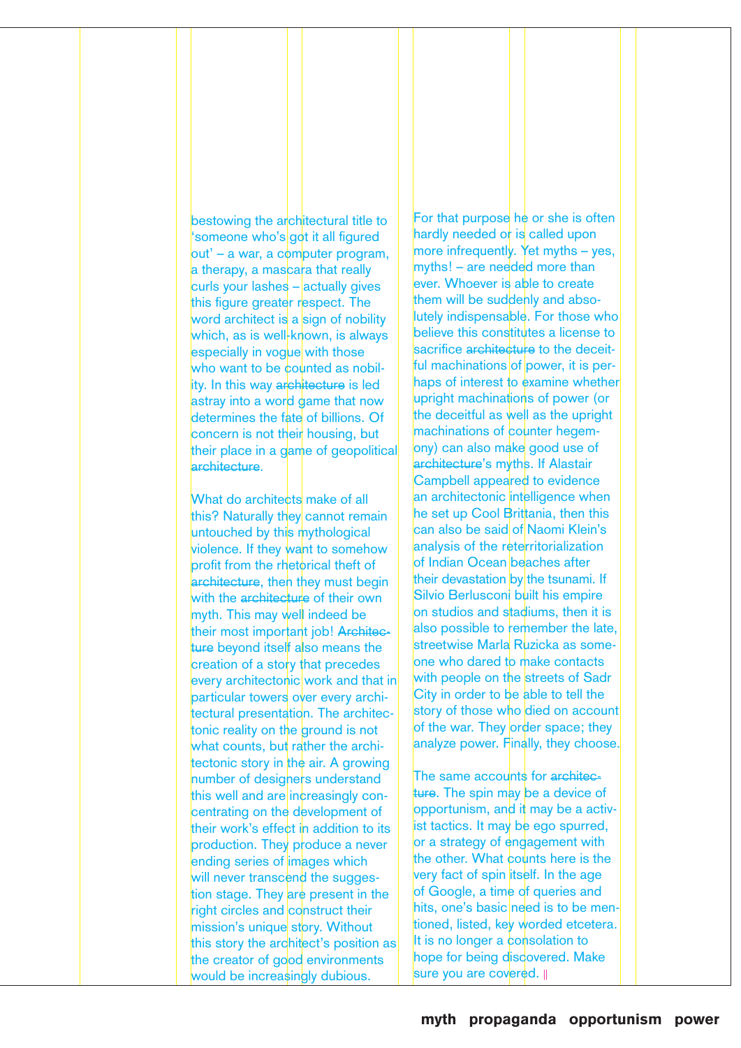bestowing the architectural title to 'someone who's got it all figured out' – a war, a computer program, a therapy, a mascara that really curls your lashes – actually gives this figure greater respect. The word architect is a sign of nobility which, as is well-known, is always especially in vogue with those who want to be counted as nobility. In this way ~~architecture~~ is led astray into a word game that now determines the fate of billions. Of concern is not their housing, but their place in a game of geopolitical ~~architecture~~.

What do architects make of all this? Naturally they cannot remain untouched by this mythological violence. If they want to somehow profit from the rhetorical theft of ~~architecture~~, then they must begin with the ~~architecture~~ of their own myth. This may well indeed be their most important job! ~~Architecture~~ beyond itself also means the creation of a story that precedes every architectonic work and that in particular towers over every architectural presentation. The architectonic reality on the ground is not what counts, but rather the architectonic story in the air. A growing number of designers understand this well and are increasingly concentrating on the development of their work's effect in addition to its production. They produce a never ending series of images which will never transcend the suggestion stage. They are present in the right circles and construct their mission's unique story. Without this story the architect's position as the creator of good environments would be increasingly dubious.

For that purpose he or she is often hardly needed or is called upon more infrequently. Yet myths – yes, myths! – are needed more than ever. Whoever is able to create them will be suddenly and absolutely indispensable. For those who believe this constitutes a license to sacrifice ~~architecture~~ to the deceitful machinations of power, it is perhaps of interest to examine whether upright machinations of power (or the deceitful as well as the upright machinations of counter hegemony) can also make good use of ~~architecture~~'s myths. If Alastair Campbell appeared to evidence an architectonic intelligence when he set up Cool Brittania, then this can also be said of Naomi Klein's analysis of the reterritorialization of Indian Ocean beaches after their devastation by the tsunami. If Silvio Berlusconi built his empire on studios and stadiums, then it is also possible to remember the late, streetwise Marla Ruzicka as someone who dared to make contacts with people on the streets of Sadr City in order to be able to tell the story of those who died on account of the war. They order space; they analyze power. Finally, they choose.

The same accounts for ~~architecture~~. The spin may be a device of opportunism, and it may be a activist tactics. It may be ego spurred, or a strategy of engagement with the other. What counts here is the very fact of spin itself. In the age of Google, a time of queries and hits, one's basic need is to be mentioned, listed, key worded etcetera. It is no longer a consolation to hope for being discovered. Make sure you are covered.